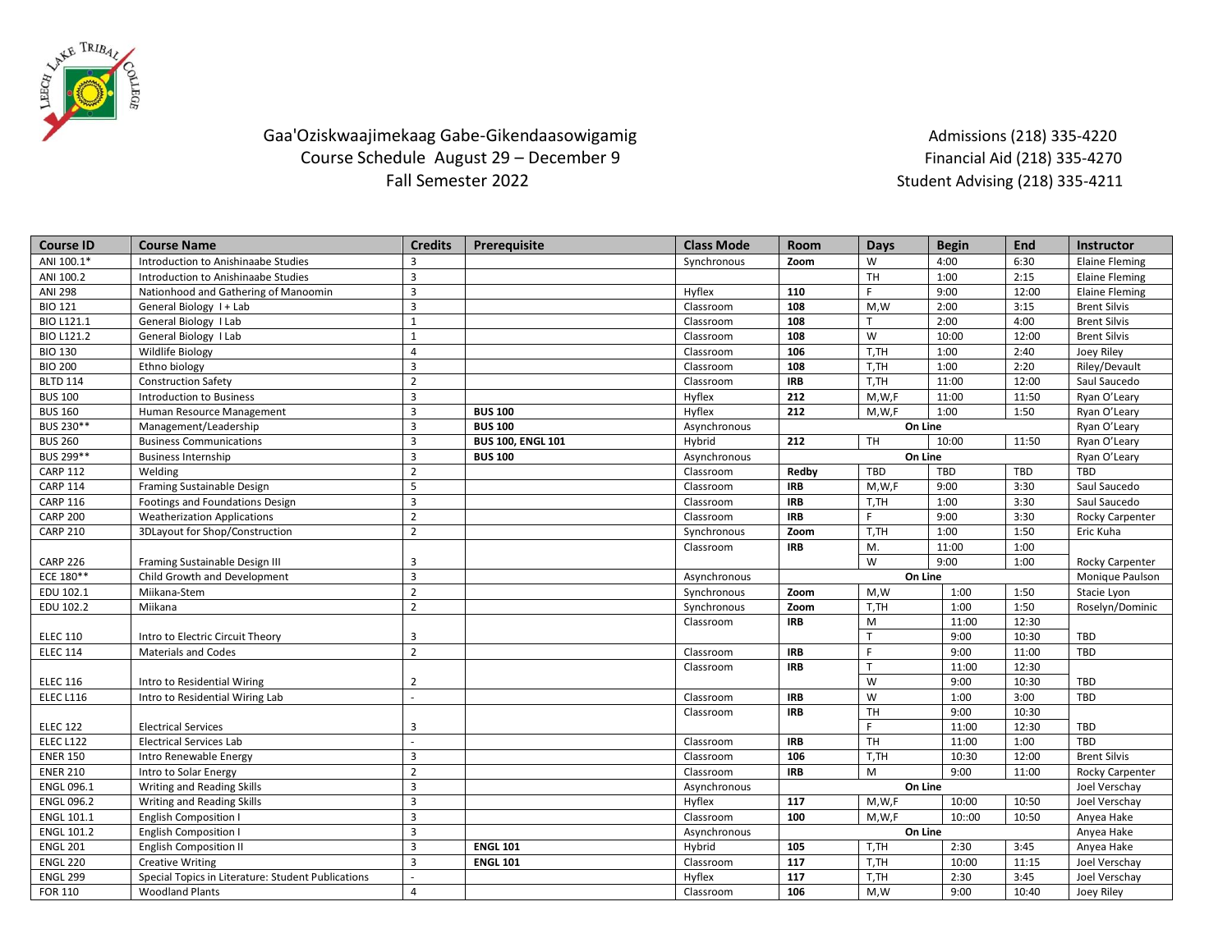Gaa'Oziskwaajimekaag Gabe-Gikendaasowigamig
Course Schedule August 29 – December 9
Fall Semester 2022

Admissions (218) 335-4220
Financial Aid (218) 335-4270
Student Advising (218) 335-4211

| Course ID | Course Name | Credits | Prerequisite | Class Mode | Room | Days | Begin | End | Instructor |
|---|---|---|---|---|---|---|---|---|---|
| ANI 100.1* | Introduction to Anishinaabe Studies | 3 | | Synchronous | **Zoom** | W | 4:00 | 6:30 | Elaine Fleming |
| ANI 100.2 | Introduction to Anishinaabe Studies | 3 | | | | TH | 1:00 | 2:15 | Elaine Fleming |
| ANI 298 | Nationhood and Gathering of Manoomin | 3 | | Hyflex | **110** | F | 9:00 | 12:00 | Elaine Fleming |
| BIO 121 | General Biology I + Lab | 3 | | Classroom | **108** | M,W | 2:00 | 3:15 | Brent Silvis |
| BIO L121.1 | General Biology I Lab | 1 | | Classroom | **108** | T | 2:00 | 4:00 | Brent Silvis |
| BIO L121.2 | General Biology I Lab | 1 | | Classroom | **108** | W | 10:00 | 12:00 | Brent Silvis |
| BIO 130 | Wildlife Biology | 4 | | Classroom | **106** | T,TH | 1:00 | 2:40 | Joey Riley |
| BIO 200 | Ethno biology | 3 | | Classroom | **108** | T,TH | 1:00 | 2:20 | Riley/Devault |
| BLTD 114 | Construction Safety | 2 | | Classroom | **IRB** | T,TH | 11:00 | 12:00 | Saul Saucedo |
| BUS 100 | Introduction to Business | 3 | | Hyflex | **212** | M,W,F | 11:00 | 11:50 | Ryan O'Leary |
| BUS 160 | Human Resource Management | 3 | **BUS 100** | Hyflex | **212** | M,W,F | 1:00 | 1:50 | Ryan O'Leary |
| BUS 230** | Management/Leadership | 3 | **BUS 100** | Asynchronous | On Line | | | | Ryan O'Leary |
| BUS 260 | Business Communications | 3 | **BUS 100, ENGL 101** | Hybrid | **212** | TH | 10:00 | 11:50 | Ryan O'Leary |
| BUS 299** | Business Internship | 3 | **BUS 100** | Asynchronous | On Line | | | | Ryan O'Leary |
| CARP 112 | Welding | 2 | | Classroom | **Redby** | TBD | TBD | TBD | TBD |
| CARP 114 | Framing Sustainable Design | 5 | | Classroom | **IRB** | M,W,F | 9:00 | 3:30 | Saul Saucedo |
| CARP 116 | Footings and Foundations Design | 3 | | Classroom | **IRB** | T,TH | 1:00 | 3:30 | Saul Saucedo |
| CARP 200 | Weatherization Applications | 2 | | Classroom | **IRB** | F | 9:00 | 3:30 | Rocky Carpenter |
| CARP 210 | 3DLayout for Shop/Construction | 2 | | Synchronous | **Zoom** | T,TH | 1:00 | 1:50 | Eric Kuha |
| | | | | Classroom | **IRB** | M. | 11:00 | 1:00 | |
| CARP 226 | Framing Sustainable Design III | 3 | | | | W | 9:00 | 1:00 | Rocky Carpenter |
| ECE 180** | Child Growth and Development | 3 | | Asynchronous | On Line | | | | Monique Paulson |
| EDU 102.1 | Miikana-Stem | 2 | | Synchronous | **Zoom** | M,W | 1:00 | 1:50 | Stacie Lyon |
| EDU 102.2 | Miikana | 2 | | Synchronous | **Zoom** | T,TH | 1:00 | 1:50 | Roselyn/Dominic |
| | | | | Classroom | **IRB** | M | 11:00 | 12:30 | |
| ELEC 110 | Intro to Electric Circuit Theory | 3 | | | | T | 9:00 | 10:30 | TBD |
| ELEC 114 | Materials and Codes | 2 | | Classroom | **IRB** | F | 9:00 | 11:00 | TBD |
| | | | | Classroom | **IRB** | T | 11:00 | 12:30 | |
| ELEC 116 | Intro to Residential Wiring | 2 | | | | W | 9:00 | 10:30 | TBD |
| ELEC L116 | Intro to Residential Wiring Lab | - | | Classroom | **IRB** | W | 1:00 | 3:00 | TBD |
| | | | | Classroom | **IRB** | TH | 9:00 | 10:30 | |
| ELEC 122 | Electrical Services | 3 | | | | F | 11:00 | 12:30 | TBD |
| ELEC L122 | Electrical Services Lab | - | | Classroom | **IRB** | TH | 11:00 | 1:00 | TBD |
| ENER 150 | Intro Renewable Energy | 3 | | Classroom | **106** | T,TH | 10:30 | 12:00 | Brent Silvis |
| ENER 210 | Intro to Solar Energy | 2 | | Classroom | **IRB** | M | 9:00 | 11:00 | Rocky Carpenter |
| ENGL 096.1 | Writing and Reading Skills | 3 | | Asynchronous | On Line | | | | Joel Verschay |
| ENGL 096.2 | Writing and Reading Skills | 3 | | Hyflex | **117** | M,W,F | 10:00 | 10:50 | Joel Verschay |
| ENGL 101.1 | English Composition I | 3 | | Classroom | **100** | M,W,F | 10::00 | 10:50 | Anyea Hake |
| ENGL 101.2 | English Composition I | 3 | | Asynchronous | On Line | | | | Anyea Hake |
| ENGL 201 | English Composition II | 3 | **ENGL 101** | Hybrid | **105** | T,TH | 2:30 | 3:45 | Anyea Hake |
| ENGL 220 | Creative Writing | 3 | **ENGL 101** | Classroom | **117** | T,TH | 10:00 | 11:15 | Joel Verschay |
| ENGL 299 | Special Topics in Literature: Student Publications | - | | Hyflex | **117** | T,TH | 2:30 | 3:45 | Joel Verschay |
| FOR 110 | Woodland Plants | 4 | | Classroom | **106** | M,W | 9:00 | 10:40 | Joey Riley |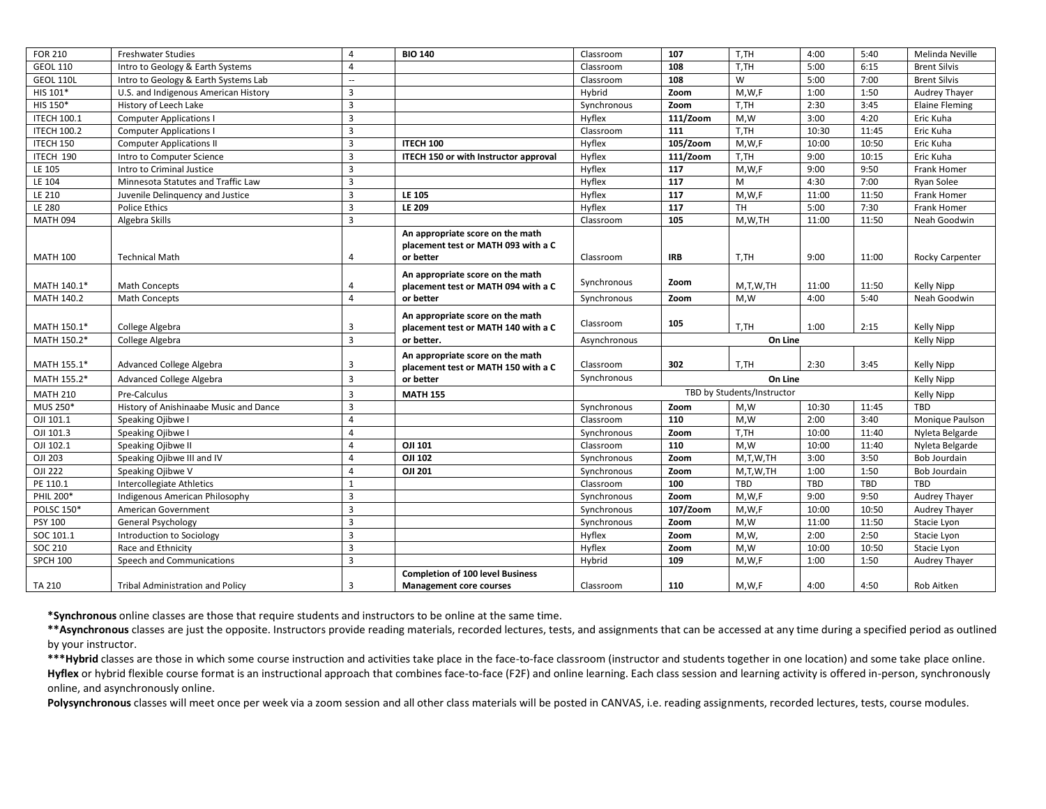| | | | | | | | | | |
|---|---|---|---|---|---|---|---|---|---|
| FOR 210 | Freshwater Studies | 4 | **BIO 140** | Classroom | **107** | T,TH | 4:00 | 5:40 | Melinda Neville |
| GEOL 110 | Intro to Geology & Earth Systems | 4 | | Classroom | **108** | T,TH | 5:00 | 6:15 | Brent Silvis |
| GEOL 110L | Intro to Geology & Earth Systems Lab | -- | | Classroom | **108** | W | 5:00 | 7:00 | Brent Silvis |
| HIS 101* | U.S. and Indigenous American History | 3 | | Hybrid | **Zoom** | M,W,F | 1:00 | 1:50 | Audrey Thayer |
| HIS 150* | History of Leech Lake | 3 | | Synchronous | **Zoom** | T,TH | 2:30 | 3:45 | Elaine Fleming |
| ITECH 100.1 | Computer Applications I | 3 | | Hyflex | **111/Zoom** | M,W | 3:00 | 4:20 | Eric Kuha |
| ITECH 100.2 | Computer Applications I | 3 | | Classroom | **111** | T,TH | 10:30 | 11:45 | Eric Kuha |
| ITECH 150 | Computer Applications II | 3 | **ITECH 100** | Hyflex | **105/Zoom** | M,W,F | 10:00 | 10:50 | Eric Kuha |
| ITECH 190 | Intro to Computer Science | 3 | **ITECH 150 or with Instructor approval** | Hyflex | **111/Zoom** | T,TH | 9:00 | 10:15 | Eric Kuha |
| LE 105 | Intro to Criminal Justice | 3 | | Hyflex | **117** | M,W,F | 9:00 | 9:50 | Frank Homer |
| LE 104 | Minnesota Statutes and Traffic Law | 3 | | Hyflex | **117** | M | 4:30 | 7:00 | Ryan Solee |
| LE 210 | Juvenile Delinquency and Justice | 3 | **LE 105** | Hyflex | **117** | M,W,F | 11:00 | 11:50 | Frank Homer |
| LE 280 | Police Ethics | 3 | **LE 209** | Hyflex | **117** | TH | 5:00 | 7:30 | Frank Homer |
| MATH 094 | Algebra Skills | 3 | | Classroom | **105** | M,W,TH | 11:00 | 11:50 | Neah Goodwin |
| MATH 100 | Technical Math | 4 | **An appropriate score on the math placement test or MATH 093 with a C or better** | Classroom | **IRB** | T,TH | 9:00 | 11:00 | Rocky Carpenter |
| MATH 140.1* | Math Concepts | 4 | **An appropriate score on the math placement test or MATH 094 with a C or better** | Synchronous | **Zoom** | M,T,W,TH | 11:00 | 11:50 | Kelly Nipp |
| MATH 140.2 | Math Concepts | 4 | | Synchronous | **Zoom** | M,W | 4:00 | 5:40 | Neah Goodwin |
| MATH 150.1* | College Algebra | 3 | **An appropriate score on the math placement test or MATH 140 with a C or better.** | Classroom | **105** | T,TH | 1:00 | 2:15 | Kelly Nipp |
| MATH 150.2* | College Algebra | 3 | | Asynchronous | | **On Line** | | | Kelly Nipp |
| MATH 155.1* | Advanced College Algebra | 3 | **An appropriate score on the math placement test or MATH 150 with a C or better** | Classroom | **302** | T,TH | 2:30 | 3:45 | Kelly Nipp |
| MATH 155.2* | Advanced College Algebra | 3 | | Synchronous | | **On Line** | | | Kelly Nipp |
| MATH 210 | Pre-Calculus | 3 | **MATH 155** | | | TBD by Students/Instructor | | | Kelly Nipp |
| MUS 250* | History of Anishinaabe Music and Dance | 3 | | Synchronous | **Zoom** | M,W | 10:30 | 11:45 | TBD |
| OJI 101.1 | Speaking Ojibwe I | 4 | | Classroom | **110** | M,W | 2:00 | 3:40 | Monique Paulson |
| OJI 101.3 | Speaking Ojibwe I | 4 | | Synchronous | **Zoom** | T,TH | 10:00 | 11:40 | Nyleta Belgarde |
| OJI 102.1 | Speaking Ojibwe II | 4 | **OJI 101** | Classroom | **110** | M,W | 10:00 | 11:40 | Nyleta Belgarde |
| OJI 203 | Speaking Ojibwe III and IV | 4 | **OJI 102** | Synchronous | **Zoom** | M,T,W,TH | 3:00 | 3:50 | Bob Jourdain |
| OJI 222 | Speaking Ojibwe V | 4 | **OJI 201** | Synchronous | **Zoom** | M,T,W,TH | 1:00 | 1:50 | Bob Jourdain |
| PE 110.1 | Intercollegiate Athletics | 1 | | Classroom | **100** | TBD | TBD | TBD | TBD |
| PHIL 200* | Indigenous American Philosophy | 3 | | Synchronous | **Zoom** | M,W,F | 9:00 | 9:50 | Audrey Thayer |
| POLSC 150* | American Government | 3 | | Synchronous | **107/Zoom** | M,W,F | 10:00 | 10:50 | Audrey Thayer |
| PSY 100 | General Psychology | 3 | | Synchronous | **Zoom** | M,W | 11:00 | 11:50 | Stacie Lyon |
| SOC 101.1 | Introduction to Sociology | 3 | | Hyflex | **Zoom** | M,W, | 2:00 | 2:50 | Stacie Lyon |
| SOC 210 | Race and Ethnicity | 3 | | Hyflex | **Zoom** | M,W | 10:00 | 10:50 | Stacie Lyon |
| SPCH 100 | Speech and Communications | 3 | | Hybrid | **109** | M,W,F | 1:00 | 1:50 | Audrey Thayer |
| TA 210 | Tribal Administration and Policy | 3 | **Completion of 100 level Business Management core courses** | Classroom | **110** | M,W,F | 4:00 | 4:50 | Rob Aitken |

***Synchronous** online classes are those that require students and instructors to be online at the same time.

****Asynchronous** classes are just the opposite. Instructors provide reading materials, recorded lectures, tests, and assignments that can be accessed at any time during a specified period as outlined by your instructor.

*****Hybrid** classes are those in which some course instruction and activities take place in the face-to-face classroom (instructor and students together in one location) and some take place online. **Hyflex** or hybrid flexible course format is an instructional approach that combines face-to-face (F2F) and online learning. Each class session and learning activity is offered in-person, synchronously online, and asynchronously online.

**Polysynchronous** classes will meet once per week via a zoom session and all other class materials will be posted in CANVAS, i.e. reading assignments, recorded lectures, tests, course modules.